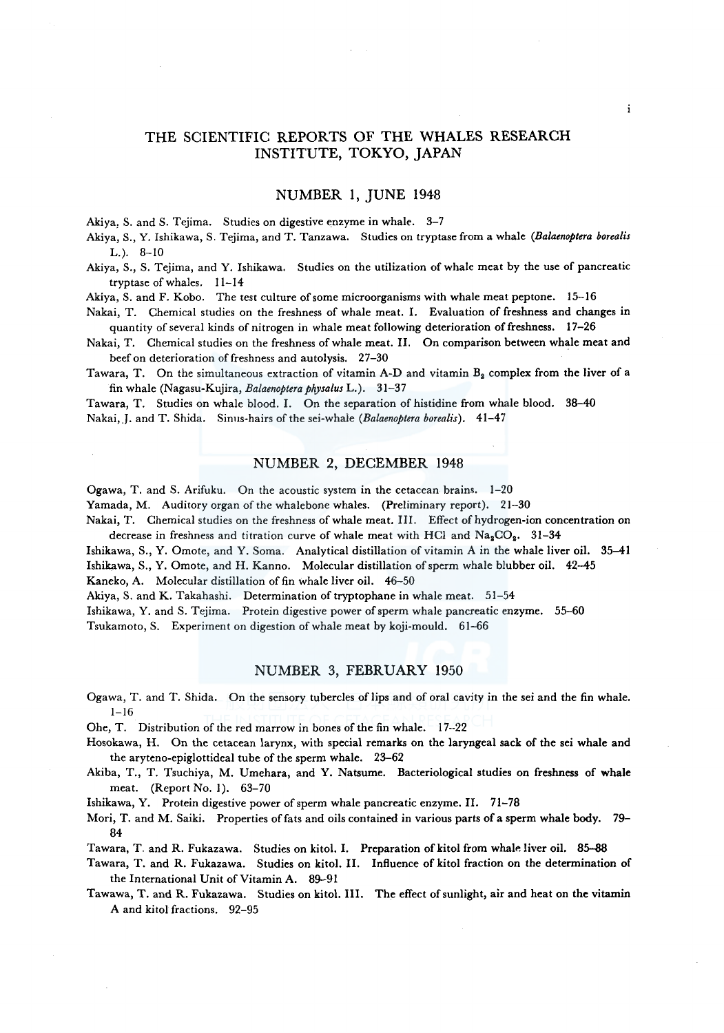# THE SCIENTIFIC REPORTS OF THE WHALES RESEARCH INSTITUTE, TOKYO, JAPAN

## NUMBER 1, JUNE 1948

Akiya, S. and S. Tejima. Studies on digestive enzyme in whale. 3–7

Akiya, S., Y. Ishikawa, S. Tejima, and T. Tanzawa. Studies on tryptase from a whale (*Balaenoptera borealis* L.). 8–10

Akiya, S., S. Tejima, and Y. Ishikawa. Studies on the utilization of whale meat by the use of pancreatic tryptase of whales. 11–14

Akiya, S. and F. Kobo. The test culture of some microorganisms with whale meat peptone. 15–16

Nakai, T. Chemical studies on the freshness of whale meat. I. Evaluation of freshness and changes in quantity of several kinds of nitrogen in whale meat following deterioration of freshness. 17–26

Nakai, T. Chemical studies on the freshness of whale meat. II. On comparison between whale meat and beef on deterioration of freshness and autolysis. 27–30

Tawara, T. On the simultaneous extraction of vitamin A-D and vitamin $B_2$ complex from the liver of a fin whale (Nagasu-Kujira, *Balaenoptera physalus* L.). 31–37

Tawara, T. Studies on whale blood. I. On the separation of histidine from whale blood. 38–40

Nakai, J. and T. Shida. Sinus-hairs of the sei-whale (*Balaenoptera borealis*). 41–47

## NUMBER 2, DECEMBER 1948

Ogawa, T. and S. Arifuku. On the acoustic system in the cetacean brains. 1–20

Yamada, M. Auditory organ of the whalebone whales. (Preliminary report). 21–30

Nakai, T. Chemical studies on the freshness of whale meat. III. Effect of hydrogen-ion concentration on decrease in freshness and titration curve of whale meat with HCl and $Na_2CO_3$. 31–34

Ishikawa, S., Y. Omote, and Y. Soma. Analytical distillation of vitamin A in the whale liver oil. 35–41

Ishikawa, S., Y. Omote, and H. Kanno. Molecular distillation of sperm whale blubber oil. 42–45

Kaneko, A. Molecular distillation of fin whale liver oil. 46–50

Akiya, S. and K. Takahashi. Determination of tryptophane in whale meat. 51–54

Ishikawa, Y. and S. Tejima. Protein digestive power of sperm whale pancreatic enzyme. 55–60

Tsukamoto, S. Experiment on digestion of whale meat by koji-mould. 61–66

## NUMBER 3, FEBRUARY 1950

Ogawa, T. and T. Shida. On the sensory tubercles of lips and of oral cavity in the sei and the fin whale. 1–16

Ohe, T. Distribution of the red marrow in bones of the fin whale. 17–22

Hosokawa, H. On the cetacean larynx, with special remarks on the laryngeal sack of the sei whale and the aryteno-epiglottideal tube of the sperm whale. 23–62

Akiba, T., T. Tsuchiya, M. Umehara, and Y. Natsume. Bacteriological studies on freshness of whale meat. (Report No. 1). 63–70

Ishikawa, Y. Protein digestive power of sperm whale pancreatic enzyme. II. 71–78

Mori, T. and M. Saiki. Properties of fats and oils contained in various parts of a sperm whale body. 79–84

Tawara, T. and R. Fukazawa. Studies on kitol. I. Preparation of kitol from whale liver oil. 85–88

Tawara, T. and R. Fukazawa. Studies on kitol. II. Influence of kitol fraction on the determination of the International Unit of Vitamin A. 89–91

Tawawa, T. and R. Fukazawa. Studies on kitol. III. The effect of sunlight, air and heat on the vitamin A and kitol fractions. 92–95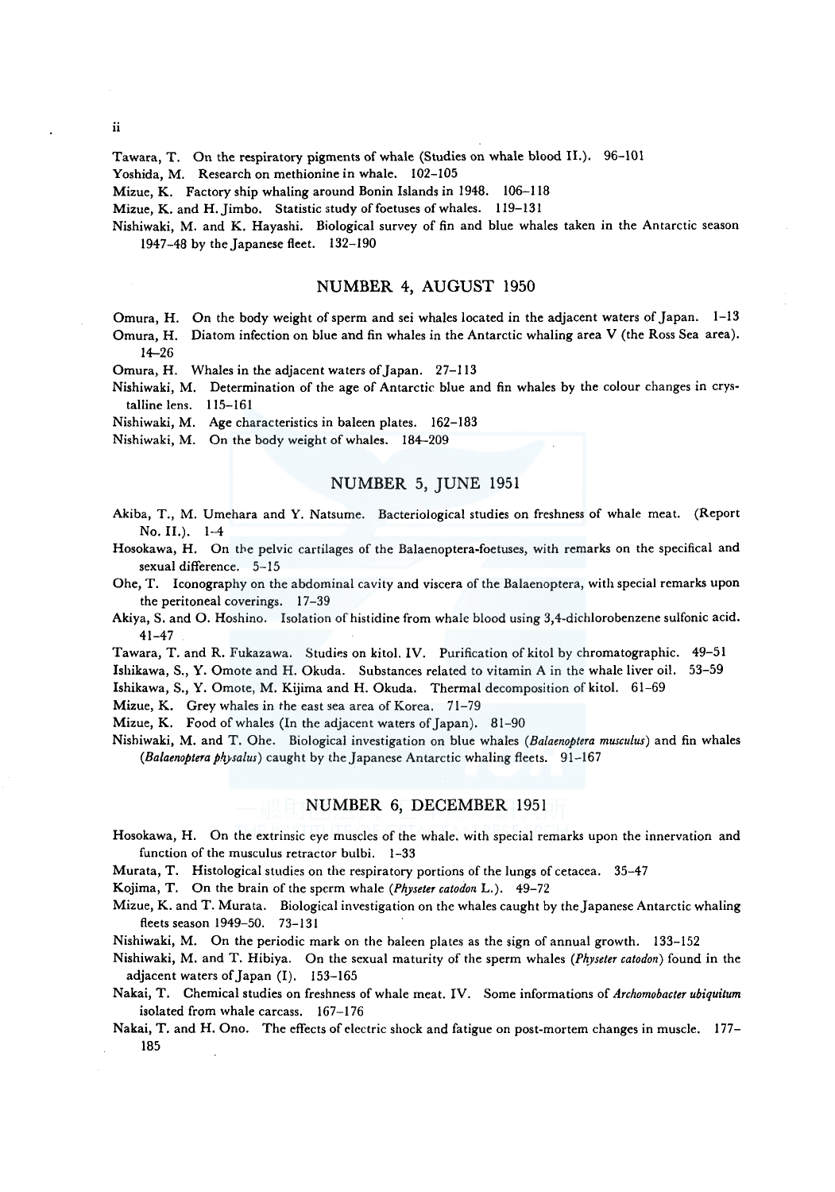Tawara, T. On the respiratory pigments of whale (Studies on whale blood II.). 96–101

Yoshida, M. Research on methionine in whale. 102–105

Mizue, K. Factory ship whaling around Bonin Islands in 1948. 106–118

Mizue, K. and H. Jimbo. Statistic study of foetuses of whales. 119–131

Nishiwaki, M. and K. Hayashi. Biological survey of fin and blue whales taken in the Antarctic season 1947–48 by the Japanese fleet. 132–190

## NUMBER 4, AUGUST 1950

Omura, H. On the body weight of sperm and sei whales located in the adjacent waters of Japan. 1–13

Omura, H. Diatom infection on blue and fin whales in the Antarctic whaling area V (the Ross Sea area). 14–26

Omura, H. Whales in the adjacent waters of Japan. 27–113

Nishiwaki, M. Determination of the age of Antarctic blue and fin whales by the colour changes in crystalline lens. 115–161

Nishiwaki, M. Age characteristics in baleen plates. 162–183

Nishiwaki, M. On the body weight of whales. 184–209

## NUMBER 5, JUNE 1951

Akiba, T., M. Umehara and Y. Natsume. Bacteriological studies on freshness of whale meat. (Report No. II.). 1–4

Hosokawa, H. On the pelvic cartilages of the Balaenoptera-foetuses, with remarks on the specifical and sexual difference. 5–15

Ohe, T. Iconography on the abdominal cavity and viscera of the Balaenoptera, with special remarks upon the peritoneal coverings. 17–39

Akiya, S. and O. Hoshino. Isolation of histidine from whale blood using 3,4-dichlorobenzene sulfonic acid. 41–47

Tawara, T. and R. Fukazawa. Studies on kitol. IV. Purification of kitol by chromatographic. 49–51

Ishikawa, S., Y. Omote and H. Okuda. Substances related to vitamin A in the whale liver oil. 53–59

Ishikawa, S., Y. Omote, M. Kijima and H. Okuda. Thermal decomposition of kitol. 61–69

Mizue, K. Grey whales in the east sea area of Korea. 71–79

Mizue, K. Food of whales (In the adjacent waters of Japan). 81–90

Nishiwaki, M. and T. Ohe. Biological investigation on blue whales (*Balaenoptera musculus*) and fin whales (*Balaenoptera physalus*) caught by the Japanese Antarctic whaling fleets. 91–167

## NUMBER 6, DECEMBER 1951

Hosokawa, H. On the extrinsic eye muscles of the whale. with special remarks upon the innervation and function of the musculus retractor bulbi. 1–33

Murata, T. Histological studies on the respiratory portions of the lungs of cetacea. 35–47

Kojima, T. On the brain of the sperm whale (*Physeter catodon* L.). 49–72

Mizue, K. and T. Murata. Biological investigation on the whales caught by the Japanese Antarctic whaling fleets season 1949–50. 73–131

Nishiwaki, M. On the periodic mark on the baleen plates as the sign of annual growth. 133–152

Nishiwaki, M. and T. Hibiya. On the sexual maturity of the sperm whales (*Physeter catodon*) found in the adjacent waters of Japan (I). 153–165

Nakai, T. Chemical studies on freshness of whale meat. IV. Some informations of *Archomobacter ubiquitum* isolated from whale carcass. 167–176

Nakai, T. and H. Ono. The effects of electric shock and fatigue on post-mortem changes in muscle. 177–185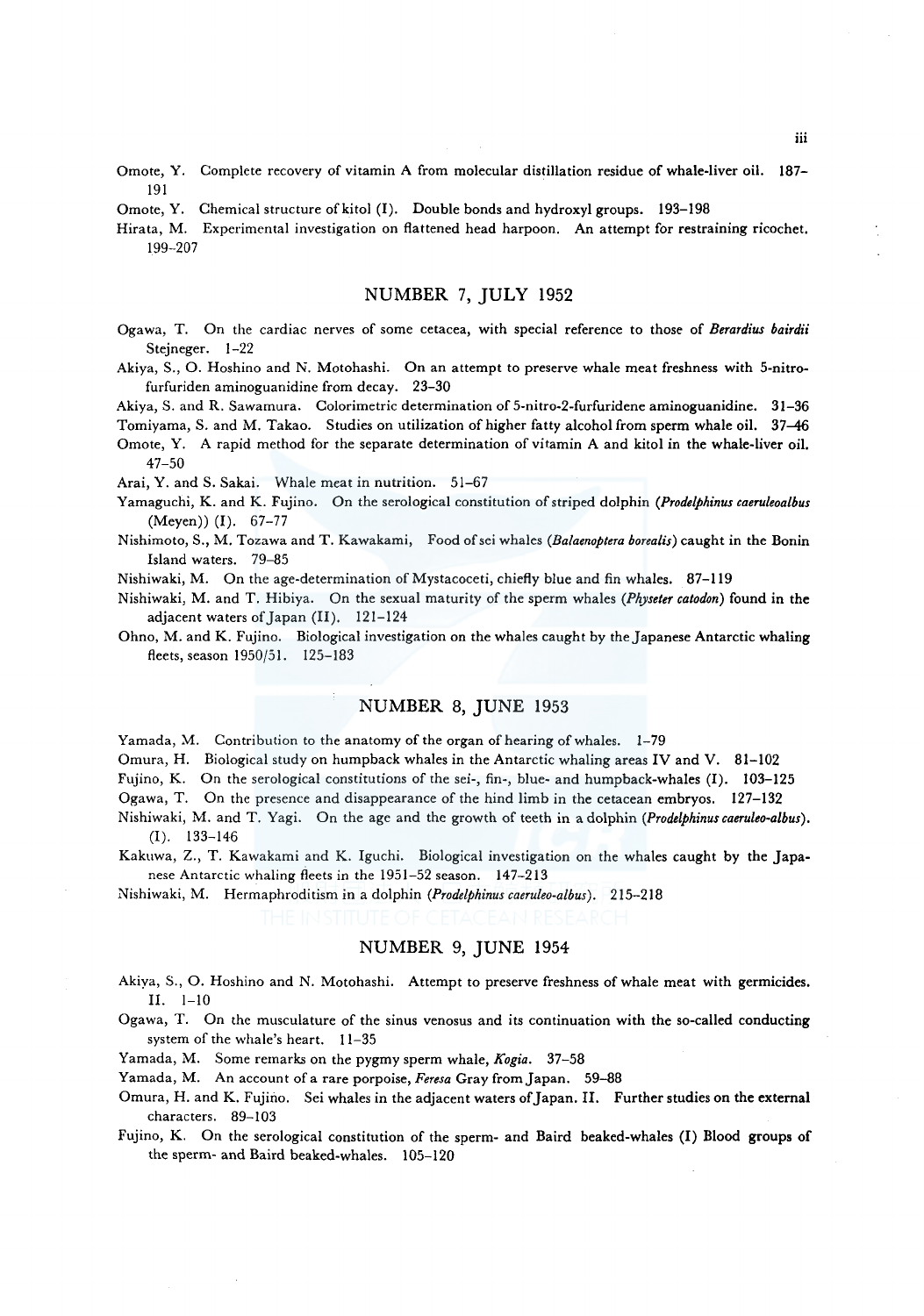Omote, Y. Complete recovery of vitamin A from molecular distillation residue of whale-liver oil. 187–191

Omote, Y. Chemical structure of kitol (I). Double bonds and hydroxyl groups. 193–198

Hirata, M. Experimental investigation on flattened head harpoon. An attempt for restraining ricochet. 199–207

## NUMBER 7, JULY 1952

Ogawa, T. On the cardiac nerves of some cetacea, with special reference to those of *Berardius bairdii* Stejneger. 1–22

Akiya, S., O. Hoshino and N. Motohashi. On an attempt to preserve whale meat freshness with 5-nitro-furfuriden aminoguanidine from decay. 23–30

Akiya, S. and R. Sawamura. Colorimetric determination of 5-nitro-2-furfuridene aminoguanidine. 31–36

Tomiyama, S. and M. Takao. Studies on utilization of higher fatty alcohol from sperm whale oil. 37–46

Omote, Y. A rapid method for the separate determination of vitamin A and kitol in the whale-liver oil. 47–50

Arai, Y. and S. Sakai. Whale meat in nutrition. 51–67

Yamaguchi, K. and K. Fujino. On the serological constitution of striped dolphin (*Prodelphinus caeruleoalbus* (Meyen)) (I). 67–77

Nishimoto, S., M. Tozawa and T. Kawakami, Food of sei whales (*Balaenoptera borealis*) caught in the Bonin Island waters. 79–85

Nishiwaki, M. On the age-determination of Mystacoceti, chiefly blue and fin whales. 87–119

Nishiwaki, M. and T. Hibiya. On the sexual maturity of the sperm whales (*Physeter catodon*) found in the adjacent waters of Japan (II). 121–124

Ohno, M. and K. Fujino. Biological investigation on the whales caught by the Japanese Antarctic whaling fleets, season 1950/51. 125–183

## NUMBER 8, JUNE 1953

Yamada, M. Contribution to the anatomy of the organ of hearing of whales. 1–79

Omura, H. Biological study on humpback whales in the Antarctic whaling areas IV and V. 81–102

Fujino, K. On the serological constitutions of the sei-, fin-, blue- and humpback-whales (I). 103–125

Ogawa, T. On the presence and disappearance of the hind limb in the cetacean embryos. 127–132

Nishiwaki, M. and T. Yagi. On the age and the growth of teeth in a dolphin (*Prodelphinus caeruleo-albus*). (I). 133–146

Kakuwa, Z., T. Kawakami and K. Iguchi. Biological investigation on the whales caught by the Japanese Antarctic whaling fleets in the 1951–52 season. 147–213

Nishiwaki, M. Hermaphroditism in a dolphin (*Prodelphinus caeruleo-albus*). 215–218

## NUMBER 9, JUNE 1954

Akiya, S., O. Hoshino and N. Motohashi. Attempt to preserve freshness of whale meat with germicides. II. 1–10

Ogawa, T. On the musculature of the sinus venosus and its continuation with the so-called conducting system of the whale's heart. 11–35

Yamada, M. Some remarks on the pygmy sperm whale, *Kogia*. 37–58

Yamada, M. An account of a rare porpoise, *Feresa* Gray from Japan. 59–88

Omura, H. and K. Fujino. Sei whales in the adjacent waters of Japan. II. Further studies on the external characters. 89–103

Fujino, K. On the serological constitution of the sperm- and Baird beaked-whales (I) Blood groups of the sperm- and Baird beaked-whales. 105–120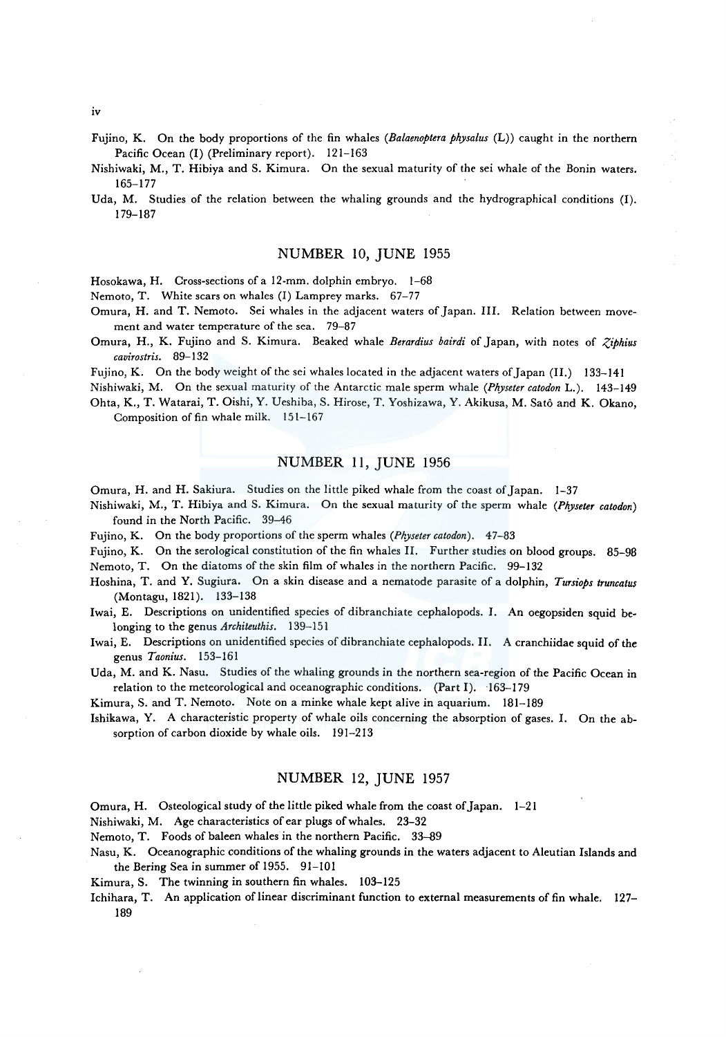Fujino, K. On the body proportions of the fin whales (*Balaenoptera physalus* (L)) caught in the northern Pacific Ocean (I) (Preliminary report). 121–163

Nishiwaki, M., T. Hibiya and S. Kimura. On the sexual maturity of the sei whale of the Bonin waters. 165–177

Uda, M. Studies of the relation between the whaling grounds and the hydrographical conditions (I). 179–187

## NUMBER 10, JUNE 1955

Hosokawa, H. Cross-sections of a 12-mm. dolphin embryo. 1–68

Nemoto, T. White scars on whales (I) Lamprey marks. 67–77

Omura, H. and T. Nemoto. Sei whales in the adjacent waters of Japan. III. Relation between movement and water temperature of the sea. 79–87

Omura, H., K. Fujino and S. Kimura. Beaked whale *Berardius bairdi* of Japan, with notes of *Ziphius cavirostris*. 89–132

Fujino, K. On the body weight of the sei whales located in the adjacent waters of Japan (II.) 133–141

Nishiwaki, M. On the sexual maturity of the Antarctic male sperm whale (*Physeter catodon* L.). 143–149

Ohta, K., T. Watarai, T. Oishi, Y. Ueshiba, S. Hirose, T. Yoshizawa, Y. Akikusa, M. Satô and K. Okano, Composition of fin whale milk. 151–167

## NUMBER 11, JUNE 1956

Omura, H. and H. Sakiura. Studies on the little piked whale from the coast of Japan. 1–37

Nishiwaki, M., T. Hibiya and S. Kimura. On the sexual maturity of the sperm whale (*Physeter catodon*) found in the North Pacific. 39–46

Fujino, K. On the body proportions of the sperm whales (*Physeter catodon*). 47–83

Fujino, K. On the serological constitution of the fin whales II. Further studies on blood groups. 85–98

Nemoto, T. On the diatoms of the skin film of whales in the northern Pacific. 99–132

Hoshina, T. and Y. Sugiura. On a skin disease and a nematode parasite of a dolphin, *Tursiops truncatus* (Montagu, 1821). 133–138

Iwai, E. Descriptions on unidentified species of dibranchiate cephalopods. I. An oegopsiden squid belonging to the genus *Architeuthis*. 139–151

Iwai, E. Descriptions on unidentified species of dibranchiate cephalopods. II. A cranchiidae squid of the genus *Taonius*. 153–161

Uda, M. and K. Nasu. Studies of the whaling grounds in the northern sea-region of the Pacific Ocean in relation to the meteorological and oceanographic conditions. (Part I). 163–179

Kimura, S. and T. Nemoto. Note on a minke whale kept alive in aquarium. 181–189

Ishikawa, Y. A characteristic property of whale oils concerning the absorption of gases. I. On the absorption of carbon dioxide by whale oils. 191–213

## NUMBER 12, JUNE 1957

Omura, H. Osteological study of the little piked whale from the coast of Japan. 1–21

Nishiwaki, M. Age characteristics of ear plugs of whales. 23–32

Nemoto, T. Foods of baleen whales in the northern Pacific. 33–89

Nasu, K. Oceanographic conditions of the whaling grounds in the waters adjacent to Aleutian Islands and the Bering Sea in summer of 1955. 91–101

Kimura, S. The twinning in southern fin whales. 103–125

Ichihara, T. An application of linear discriminant function to external measurements of fin whale. 127–189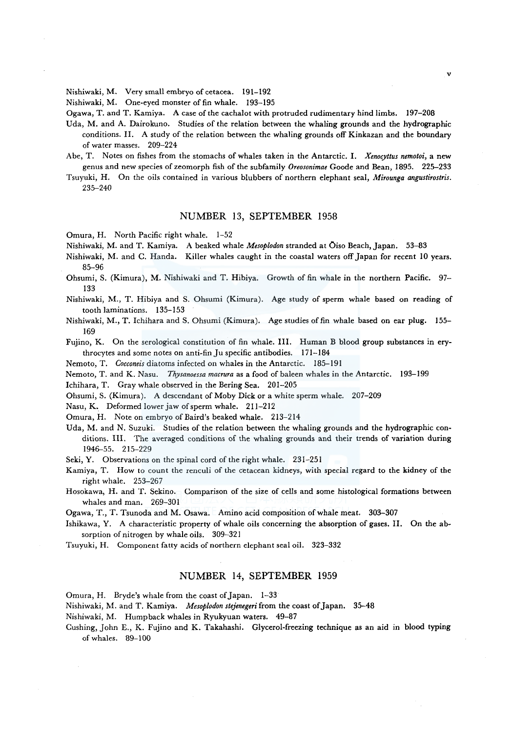Nishiwaki, M. Very small embryo of cetacea. 191–192

Nishiwaki, M. One-eyed monster of fin whale. 193–195

Ogawa, T. and T. Kamiya. A case of the cachalot with protruded rudimentary hind limbs. 197–208

Uda, M. and A. Dairokuno. Studies of the relation between the whaling grounds and the hydrographic conditions. II. A study of the relation between the whaling grounds off Kinkazan and the boundary of water masses. 209–224

Abe, T. Notes on fishes from the stomachs of whales taken in the Antarctic. I. *Xenocyttus nemotoi*, a new genus and new species of zeomorph fish of the subfamily *Oreosonimae* Goode and Bean, 1895. 225–233

Tsuyuki, H. On the oils contained in various blubbers of northern elephant seal, *Mirounga angustirostris*. 235–240

## NUMBER 13, SEPTEMBER 1958

Omura, H. North Pacific right whale. 1–52

Nishiwaki, M. and T. Kamiya. A beaked whale *Mesoplodon* stranded at Ōiso Beach, Japan. 53–83

Nishiwaki, M. and C. Handa. Killer whales caught in the coastal waters off Japan for recent 10 years. 85–96

Ohsumi, S. (Kimura), M. Nishiwaki and T. Hibiya. Growth of fin whale in the northern Pacific. 97–133

Nishiwaki, M., T. Hibiya and S. Ohsumi (Kimura). Age study of sperm whale based on reading of tooth laminations. 135–153

Nishiwaki, M., T. Ichihara and S. Ohsumi (Kimura). Age studies of fin whale based on ear plug. 155–169

Fujino, K. On the serological constitution of fin whale. III. Human B blood group substances in erythrocytes and some notes on anti-fin Ju specific antibodies. 171–184

Nemoto, T. *Cocconeis* diatoms infected on whales in the Antarctic. 185–191

Nemoto, T. and K. Nasu. *Thysanoessa macrura* as a food of baleen whales in the Antarctic. 193–199

Ichihara, T. Gray whale observed in the Bering Sea. 201–205

Ohsumi, S. (Kimura). A descendant of Moby Dick or a white sperm whale. 207–209

Nasu, K. Deformed lower jaw of sperm whale. 211–212

Omura, H. Note on embryo of Baird's beaked whale. 213–214

Uda, M. and N. Suzuki. Studies of the relation between the whaling grounds and the hydrographic conditions. III. The averaged conditions of the whaling grounds and their trends of variation during 1946–55. 215–229

Seki, Y. Observations on the spinal cord of the right whale. 231–251

Kamiya, T. How to count the renculi of the cetacean kidneys, with special regard to the kidney of the right whale. 253–267

Hosokawa, H. and T. Sekino. Comparison of the size of cells and some histological formations between whales and man. 269–301

Ogawa, T., T. Tsunoda and M. Osawa. Amino acid composition of whale meat. 303–307

Ishikawa, Y. A characteristic property of whale oils concerning the absorption of gases. II. On the absorption of nitrogen by whale oils. 309–321

Tsuyuki, H. Component fatty acids of northern elephant seal oil. 323–332

## NUMBER 14, SEPTEMBER 1959

Omura, H. Bryde's whale from the coast of Japan. 1–33

Nishiwaki, M. and T. Kamiya. *Mesoplodon stejenegeri* from the coast of Japan. 35–48

Nishiwaki, M. Humpback whales in Ryukyuan waters. 49–87

Cushing, John E., K. Fujino and K. Takahashi. Glycerol-freezing technique as an aid in blood typing of whales. 89–100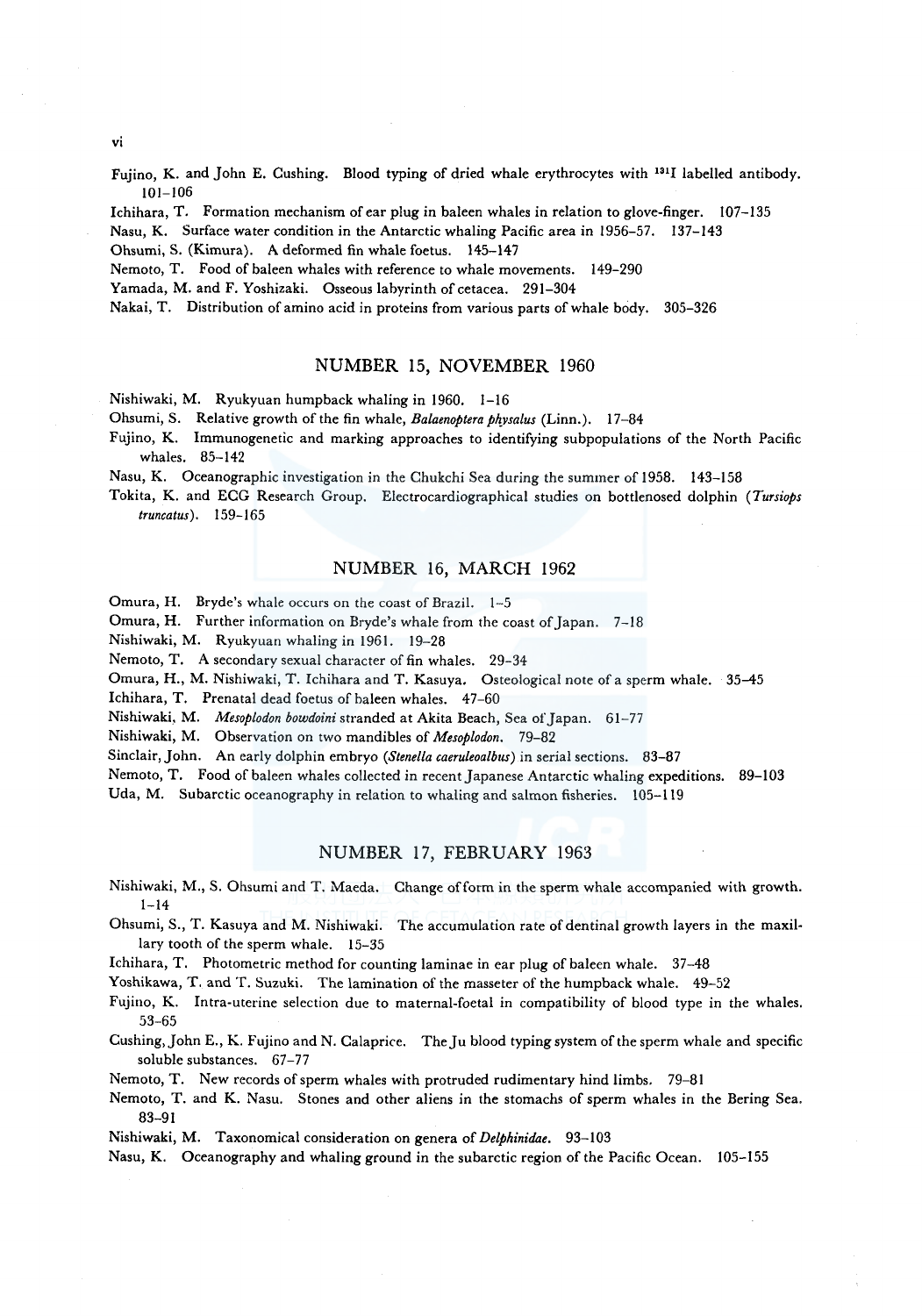Fujino, K. and John E. Cushing. Blood typing of dried whale erythrocytes with $^{131}I$ labelled antibody. 101–106

Ichihara, T. Formation mechanism of ear plug in baleen whales in relation to glove-finger. 107–135

Nasu, K. Surface water condition in the Antarctic whaling Pacific area in 1956–57. 137–143

Ohsumi, S. (Kimura). A deformed fin whale foetus. 145–147

Nemoto, T. Food of baleen whales with reference to whale movements. 149–290

Yamada, M. and F. Yoshizaki. Osseous labyrinth of cetacea. 291–304

Nakai, T. Distribution of amino acid in proteins from various parts of whale body. 305–326

## NUMBER 15, NOVEMBER 1960

Nishiwaki, M. Ryukyuan humpback whaling in 1960. 1–16

Ohsumi, S. Relative growth of the fin whale, *Balaenoptera physalus* (Linn.). 17–84

Fujino, K. Immunogenetic and marking approaches to identifying subpopulations of the North Pacific whales. 85–142

Nasu, K. Oceanographic investigation in the Chukchi Sea during the summer of 1958. 143–158

Tokita, K. and ECG Research Group. Electrocardiographical studies on bottlenosed dolphin (*Tursiops truncatus*). 159–165

## NUMBER 16, MARCH 1962

Omura, H. Bryde's whale occurs on the coast of Brazil. 1–5

Omura, H. Further information on Bryde's whale from the coast of Japan. 7–18

Nishiwaki, M. Ryukyuan whaling in 1961. 19–28

Nemoto, T. A secondary sexual character of fin whales. 29–34

Omura, H., M. Nishiwaki, T. Ichihara and T. Kasuya. Osteological note of a sperm whale. 35–45

Ichihara, T. Prenatal dead foetus of baleen whales. 47–60

Nishiwaki, M. *Mesoplodon bowdoini* stranded at Akita Beach, Sea of Japan. 61–77

Nishiwaki, M. Observation on two mandibles of *Mesoplodon*. 79–82

Sinclair, John. An early dolphin embryo (*Stenella caeruleoalbus*) in serial sections. 83–87

Nemoto, T. Food of baleen whales collected in recent Japanese Antarctic whaling expeditions. 89–103

Uda, M. Subarctic oceanography in relation to whaling and salmon fisheries. 105–119

## NUMBER 17, FEBRUARY 1963

Nishiwaki, M., S. Ohsumi and T. Maeda. Change of form in the sperm whale accompanied with growth. 1–14

Ohsumi, S., T. Kasuya and M. Nishiwaki. The accumulation rate of dentinal growth layers in the maxillary tooth of the sperm whale. 15–35

Ichihara, T. Photometric method for counting laminae in ear plug of baleen whale. 37–48

Yoshikawa, T. and T. Suzuki. The lamination of the masseter of the humpback whale. 49–52

Fujino, K. Intra-uterine selection due to maternal-foetal in compatibility of blood type in the whales. 53–65

Cushing, John E., K. Fujino and N. Calaprice. The Ju blood typing system of the sperm whale and specific soluble substances. 67–77

Nemoto, T. New records of sperm whales with protruded rudimentary hind limbs. 79–81

Nemoto, T. and K. Nasu. Stones and other aliens in the stomachs of sperm whales in the Bering Sea. 83–91

Nishiwaki, M. Taxonomical consideration on genera of *Delphinidae*. 93–103

Nasu, K. Oceanography and whaling ground in the subarctic region of the Pacific Ocean. 105–155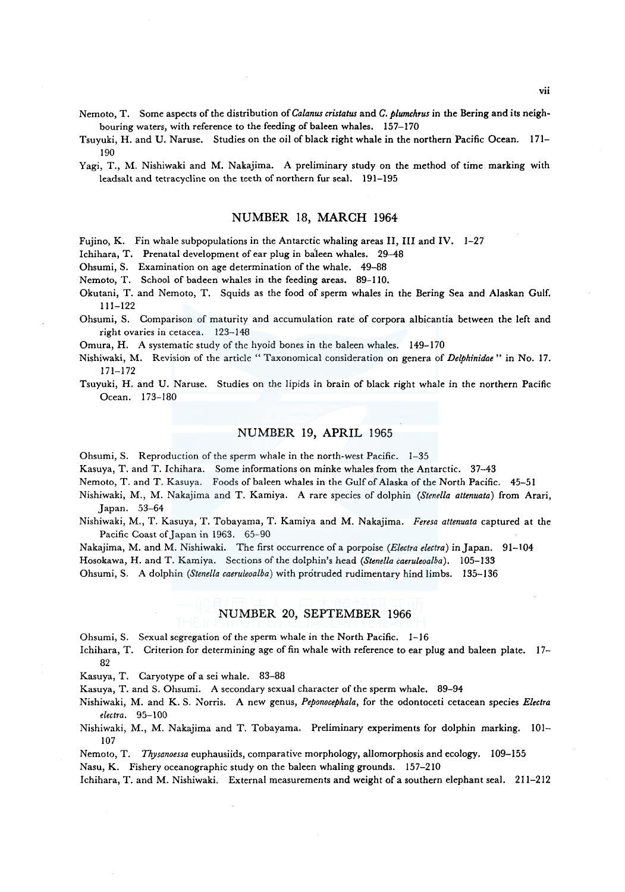Nemoto, T. Some aspects of the distribution of *Calanus cristatus* and *C. plumchrus* in the Bering and its neighbouring waters, with reference to the feeding of baleen whales. 157–170

Tsuyuki, H. and U. Naruse. Studies on the oil of black right whale in the northern Pacific Ocean. 171–190

Yagi, T., M. Nishiwaki and M. Nakajima. A preliminary study on the method of time marking with leadsalt and tetracycline on the teeth of northern fur seal. 191–195

## NUMBER 18, MARCH 1964

Fujino, K. Fin whale subpopulations in the Antarctic whaling areas II, III and IV. 1–27

Ichihara, T. Prenatal development of ear plug in baleen whales. 29–48

Ohsumi, S. Examination on age determination of the whale. 49–88

Nemoto, T. School of badeen whales in the feeding areas. 89–110.

Okutani, T. and Nemoto, T. Squids as the food of sperm whales in the Bering Sea and Alaskan Gulf. 111–122

Ohsumi, S. Comparison of maturity and accumulation rate of corpora albicantia between the left and right ovaries in cetacea. 123–148

Omura, H. A systematic study of the hyoid bones in the baleen whales. 149–170

Nishiwaki, M. Revision of the article " Taxonomical consideration on genera of *Delphinidae* " in No. 17. 171–172

Tsuyuki, H. and U. Naruse. Studies on the lipids in brain of black right whale in the northern Pacific Ocean. 173–180

## NUMBER 19, APRIL 1965

Ohsumi, S. Reproduction of the sperm whale in the north-west Pacific. 1–35

Kasuya, T. and T. Ichihara. Some informations on minke whales from the Antarctic. 37–43

Nemoto, T. and T. Kasuya. Foods of baleen whales in the Gulf of Alaska of the North Pacific. 45–51

Nishiwaki, M., M. Nakajima and T. Kamiya. A rare species of dolphin (*Stenella attenuata*) from Arari, Japan. 53–64

Nishiwaki, M., T. Kasuya, T. Tobayama, T. Kamiya and M. Nakajima. *Feresa attenuata* captured at the Pacific Coast of Japan in 1963. 65–90

Nakajima, M. and M. Nishiwaki. The first occurrence of a porpoise (*Electra electra*) in Japan. 91–104

Hosokawa, H. and T. Kamiya. Sections of the dolphin's head (*Stenella caeruleoalba*). 105–133

Ohsumi, S. A dolphin (*Stenella caeruleoalba*) with protruded rudimentary hind limbs. 135–136

## NUMBER 20, SEPTEMBER 1966

Ohsumi, S. Sexual segregation of the sperm whale in the North Pacific. 1–16

Ichihara, T. Criterion for determining age of fin whale with reference to ear plug and baleen plate. 17–82

Kasuya, T. Caryotype of a sei whale. 83–88

Kasuya, T. and S. Ohsumi. A secondary sexual character of the sperm whale. 89–94

Nishiwaki, M. and K. S. Norris. A new genus, *Peponocephala*, for the odontoceti cetacean species *Electra electra*. 95–100

Nishiwaki, M., M. Nakajima and T. Tobayama. Preliminary experiments for dolphin marking. 101–107

Nemoto, T. *Thysanoessa* euphausiids, comparative morphology, allomorphosis and ecology. 109–155

Nasu, K. Fishery oceanographic study on the baleen whaling grounds. 157–210

Ichihara, T. and M. Nishiwaki. External measurements and weight of a southern elephant seal. 211–212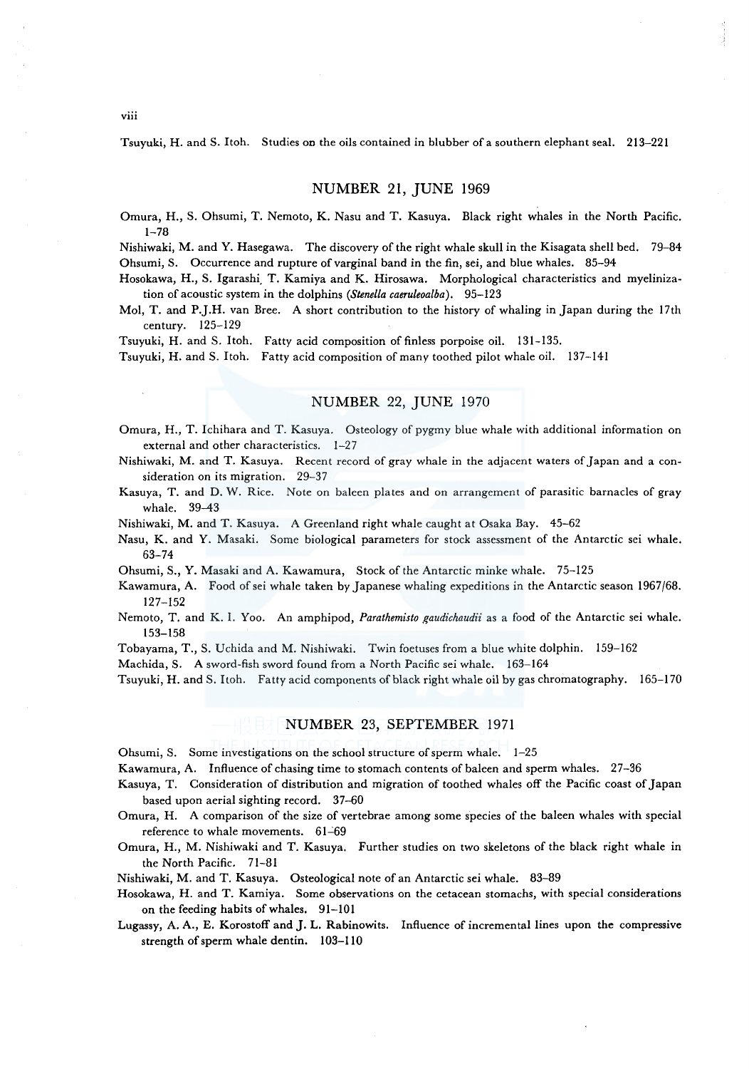Tsuyuki, H. and S. Itoh. Studies on the oils contained in blubber of a southern elephant seal. 213–221

## NUMBER 21, JUNE 1969

Omura, H., S. Ohsumi, T. Nemoto, K. Nasu and T. Kasuya. Black right whales in the North Pacific. 1–78

Nishiwaki, M. and Y. Hasegawa. The discovery of the right whale skull in the Kisagata shell bed. 79–84

Ohsumi, S. Occurrence and rupture of varginal band in the fin, sei, and blue whales. 85–94

Hosokawa, H., S. Igarashi, T. Kamiya and K. Hirosawa. Morphological characteristics and myelinization of acoustic system in the dolphins (*Stenella caeruleoalba*). 95–123

Mol, T. and P.J.H. van Bree. A short contribution to the history of whaling in Japan during the 17th century. 125–129

Tsuyuki, H. and S. Itoh. Fatty acid composition of finless porpoise oil. 131–135.

Tsuyuki, H. and S. Itoh. Fatty acid composition of many toothed pilot whale oil. 137–141

## NUMBER 22, JUNE 1970

Omura, H., T. Ichihara and T. Kasuya. Osteology of pygmy blue whale with additional information on external and other characteristics. 1–27

Nishiwaki, M. and T. Kasuya. Recent record of gray whale in the adjacent waters of Japan and a consideration on its migration. 29–37

Kasuya, T. and D. W. Rice. Note on baleen plates and on arrangement of parasitic barnacles of gray whale. 39–43

Nishiwaki, M. and T. Kasuya. A Greenland right whale caught at Osaka Bay. 45–62

Nasu, K. and Y. Masaki. Some biological parameters for stock assessment of the Antarctic sei whale. 63–74

Ohsumi, S., Y. Masaki and A. Kawamura, Stock of the Antarctic minke whale. 75–125

Kawamura, A. Food of sei whale taken by Japanese whaling expeditions in the Antarctic season 1967/68. 127–152

Nemoto, T. and K. I. Yoo. An amphipod, *Parathemisto gaudichaudii* as a food of the Antarctic sei whale. 153–158

Tobayama, T., S. Uchida and M. Nishiwaki. Twin foetuses from a blue white dolphin. 159–162

Machida, S. A sword-fish sword found from a North Pacific sei whale. 163–164

Tsuyuki, H. and S. Itoh. Fatty acid components of black right whale oil by gas chromatography. 165–170

## NUMBER 23, SEPTEMBER 1971

Ohsumi, S. Some investigations on the school structure of sperm whale. 1–25

Kawamura, A. Influence of chasing time to stomach contents of baleen and sperm whales. 27–36

Kasuya, T. Consideration of distribution and migration of toothed whales off the Pacific coast of Japan based upon aerial sighting record. 37–60

Omura, H. A comparison of the size of vertebrae among some species of the baleen whales with special reference to whale movements. 61–69

Omura, H., M. Nishiwaki and T. Kasuya. Further studies on two skeletons of the black right whale in the North Pacific. 71–81

Nishiwaki, M. and T. Kasuya. Osteological note of an Antarctic sei whale. 83–89

Hosokawa, H. and T. Kamiya. Some observations on the cetacean stomachs, with special considerations on the feeding habits of whales. 91–101

Lugassy, A. A., E. Korostoff and J. L. Rabinowits. Influence of incremental lines upon the compressive strength of sperm whale dentin. 103–110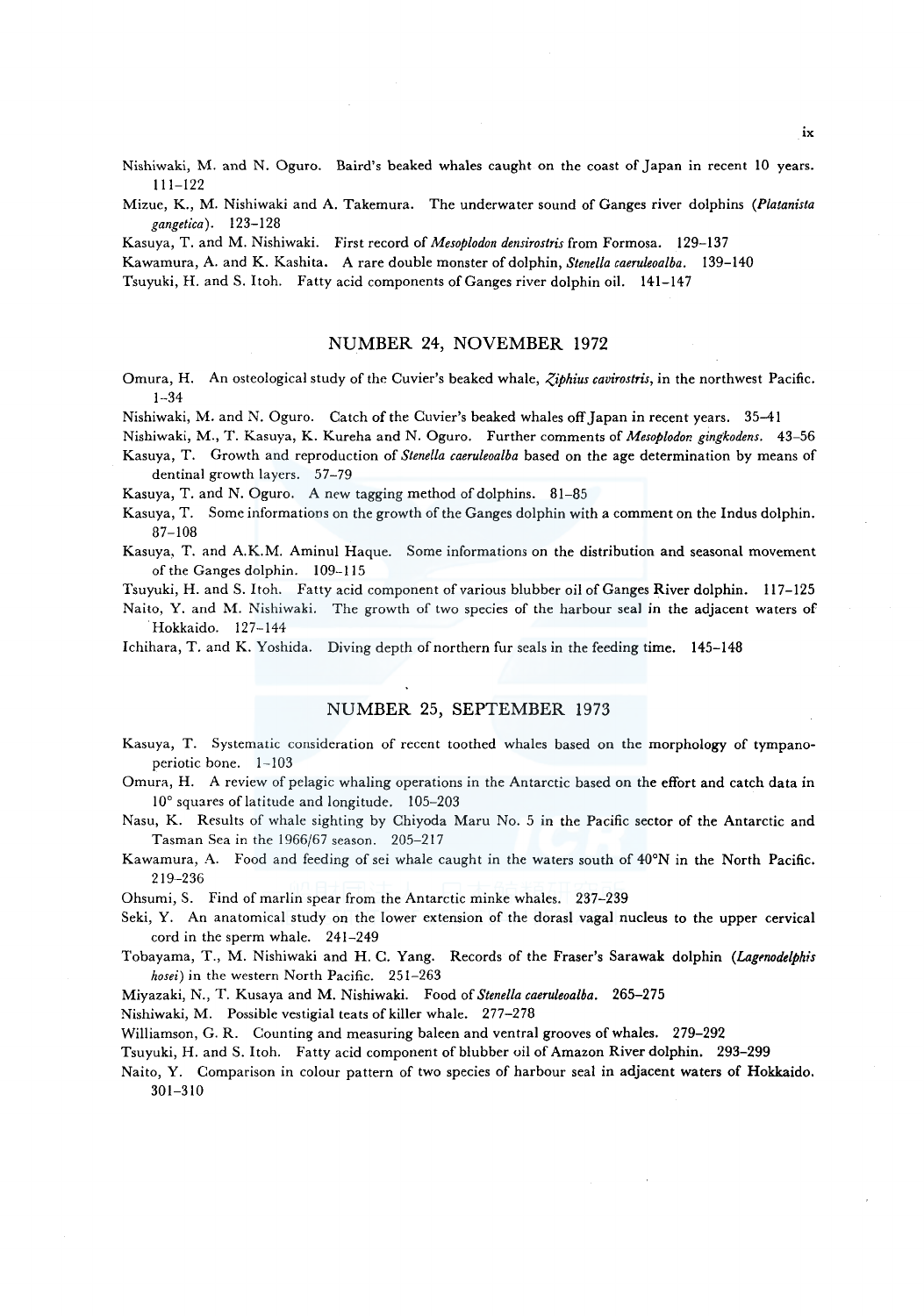Nishiwaki, M. and N. Oguro. Baird's beaked whales caught on the coast of Japan in recent 10 years. 111–122

Mizue, K., M. Nishiwaki and A. Takemura. The underwater sound of Ganges river dolphins (*Platanista gangetica*). 123–128

Kasuya, T. and M. Nishiwaki. First record of *Mesoplodon densirostris* from Formosa. 129–137

Kawamura, A. and K. Kashita. A rare double monster of dolphin, *Stenella caeruleoalba*. 139–140

Tsuyuki, H. and S. Itoh. Fatty acid components of Ganges river dolphin oil. 141–147

## NUMBER 24, NOVEMBER 1972

Omura, H. An osteological study of the Cuvier's beaked whale, *Ziphius cavirostris*, in the northwest Pacific. 1–34

Nishiwaki, M. and N. Oguro. Catch of the Cuvier's beaked whales off Japan in recent years. 35–41

Nishiwaki, M., T. Kasuya, K. Kureha and N. Oguro. Further comments of *Mesoplodon gingkodens*. 43–56

Kasuya, T. Growth and reproduction of *Stenella caeruleoalba* based on the age determination by means of dentinal growth layers. 57–79

Kasuya, T. and N. Oguro. A new tagging method of dolphins. 81–85

Kasuya, T. Some informations on the growth of the Ganges dolphin with a comment on the Indus dolphin. 87–108

Kasuya, T. and A.K.M. Aminul Haque. Some informations on the distribution and seasonal movement of the Ganges dolphin. 109–115

Tsuyuki, H. and S. Itoh. Fatty acid component of various blubber oil of Ganges River dolphin. 117–125

Naito, Y. and M. Nishiwaki. The growth of two species of the harbour seal in the adjacent waters of Hokkaido. 127–144

Ichihara, T. and K. Yoshida. Diving depth of northern fur seals in the feeding time. 145–148

## NUMBER 25, SEPTEMBER 1973

Kasuya, T. Systematic consideration of recent toothed whales based on the morphology of tympano-periotic bone. 1–103

Omura, H. A review of pelagic whaling operations in the Antarctic based on the effort and catch data in 10° squares of latitude and longitude. 105–203

Nasu, K. Results of whale sighting by Chiyoda Maru No. 5 in the Pacific sector of the Antarctic and Tasman Sea in the 1966/67 season. 205–217

Kawamura, A. Food and feeding of sei whale caught in the waters south of 40°N in the North Pacific. 219–236

Ohsumi, S. Find of marlin spear from the Antarctic minke whales. 237–239

Seki, Y. An anatomical study on the lower extension of the dorasl vagal nucleus to the upper cervical cord in the sperm whale. 241–249

Tobayama, T., M. Nishiwaki and H. C. Yang. Records of the Fraser's Sarawak dolphin (*Lagenodelphis hosei*) in the western North Pacific. 251–263

Miyazaki, N., T. Kusaya and M. Nishiwaki. Food of *Stenella caeruleoalba*. 265–275

Nishiwaki, M. Possible vestigial teats of killer whale. 277–278

Williamson, G. R. Counting and measuring baleen and ventral grooves of whales. 279–292

Tsuyuki, H. and S. Itoh. Fatty acid component of blubber oil of Amazon River dolphin. 293–299

Naito, Y. Comparison in colour pattern of two species of harbour seal in adjacent waters of Hokkaido. 301–310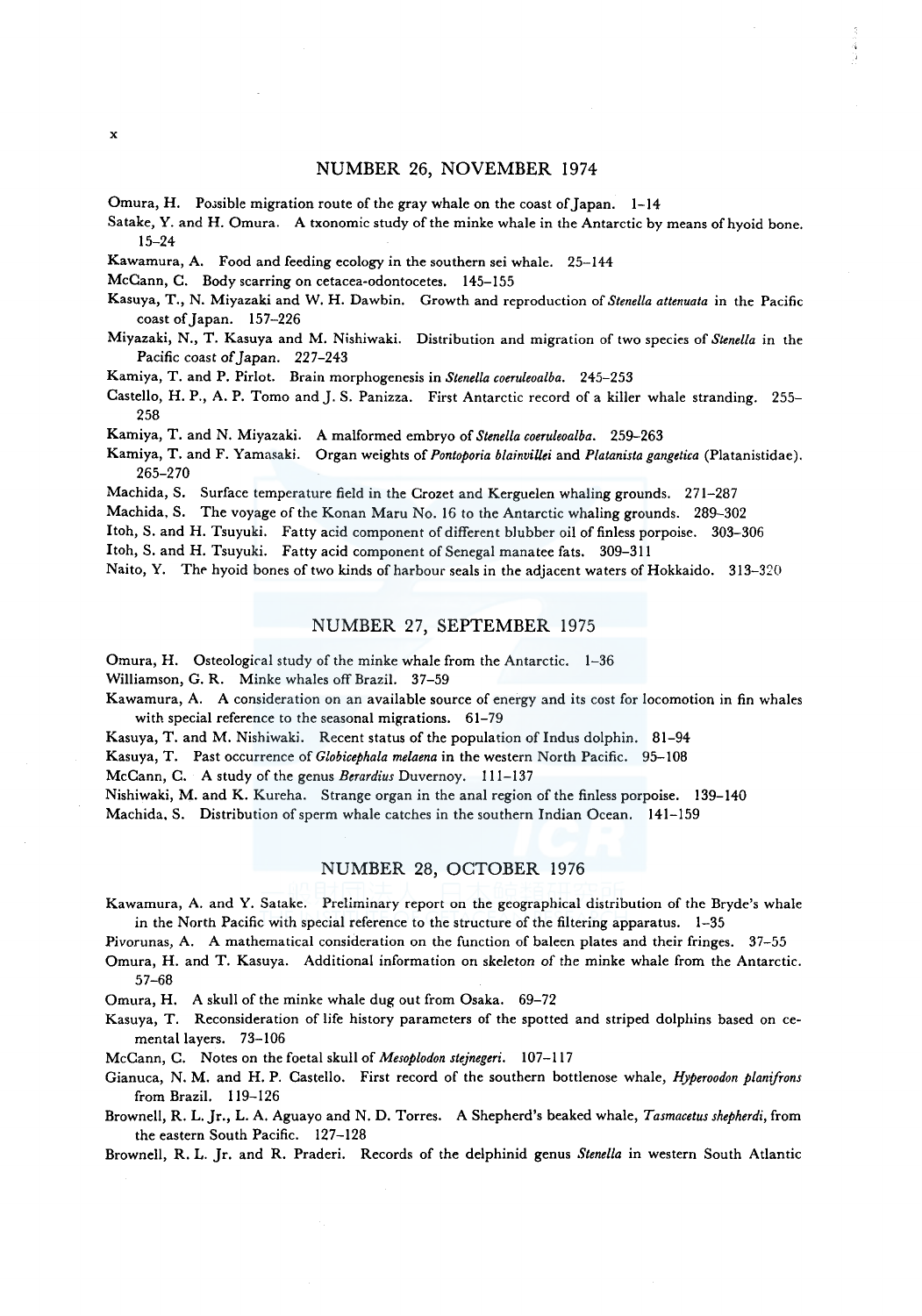## NUMBER 26, NOVEMBER 1974

Omura, H. Possible migration route of the gray whale on the coast of Japan. 1–14

Satake, Y. and H. Omura. A txonomic study of the minke whale in the Antarctic by means of hyoid bone. 15–24

Kawamura, A. Food and feeding ecology in the southern sei whale. 25–144

McCann, C. Body scarring on cetacea-odontocetes. 145–155

Kasuya, T., N. Miyazaki and W. H. Dawbin. Growth and reproduction of *Stenella attenuata* in the Pacific coast of Japan. 157–226

Miyazaki, N., T. Kasuya and M. Nishiwaki. Distribution and migration of two species of *Stenella* in the Pacific coast of Japan. 227–243

Kamiya, T. and P. Pirlot. Brain morphogenesis in *Stenella coeruleoalba*. 245–253

Castello, H. P., A. P. Tomo and J. S. Panizza. First Antarctic record of a killer whale stranding. 255–258

Kamiya, T. and N. Miyazaki. A malformed embryo of *Stenella coeruleoalba*. 259–263

Kamiya, T. and F. Yamasaki. Organ weights of *Pontoporia blainvillei* and *Platanista gangetica* (Platanistidae). 265–270

Machida, S. Surface temperature field in the Crozet and Kerguelen whaling grounds. 271–287

Machida, S. The voyage of the Konan Maru No. 16 to the Antarctic whaling grounds. 289–302

Itoh, S. and H. Tsuyuki. Fatty acid component of different blubber oil of finless porpoise. 303–306

Itoh, S. and H. Tsuyuki. Fatty acid component of Senegal manatee fats. 309–311

Naito, Y. The hyoid bones of two kinds of harbour seals in the adjacent waters of Hokkaido. 313–320

## NUMBER 27, SEPTEMBER 1975

Omura, H. Osteological study of the minke whale from the Antarctic. 1–36

Williamson, G. R. Minke whales off Brazil. 37–59

Kawamura, A. A consideration on an available source of energy and its cost for locomotion in fin whales with special reference to the seasonal migrations. 61–79

Kasuya, T. and M. Nishiwaki. Recent status of the population of Indus dolphin. 81–94

Kasuya, T. Past occurrence of *Globicephala melaena* in the western North Pacific. 95–108

McCann, C. A study of the genus *Berardius* Duvernoy. 111–137

Nishiwaki, M. and K. Kureha. Strange organ in the anal region of the finless porpoise. 139–140

Machida, S. Distribution of sperm whale catches in the southern Indian Ocean. 141–159

## NUMBER 28, OCTOBER 1976

Kawamura, A. and Y. Satake. Preliminary report on the geographical distribution of the Bryde's whale in the North Pacific with special reference to the structure of the filtering apparatus. 1–35

Pivorunas, A. A mathematical consideration on the function of baleen plates and their fringes. 37–55

Omura, H. and T. Kasuya. Additional information on skeleton of the minke whale from the Antarctic. 57–68

Omura, H. A skull of the minke whale dug out from Osaka. 69–72

Kasuya, T. Reconsideration of life history parameters of the spotted and striped dolphins based on cemental layers. 73–106

McCann, C. Notes on the foetal skull of *Mesoplodon stejnegeri*. 107–117

Gianuca, N. M. and H. P. Castello. First record of the southern bottlenose whale, *Hyperoodon planifrons* from Brazil. 119–126

Brownell, R. L. Jr., L. A. Aguayo and N. D. Torres. A Shepherd's beaked whale, *Tasmacetus shepherdi*, from the eastern South Pacific. 127–128

Brownell, R. L. Jr. and R. Praderi. Records of the delphinid genus *Stenella* in western South Atlantic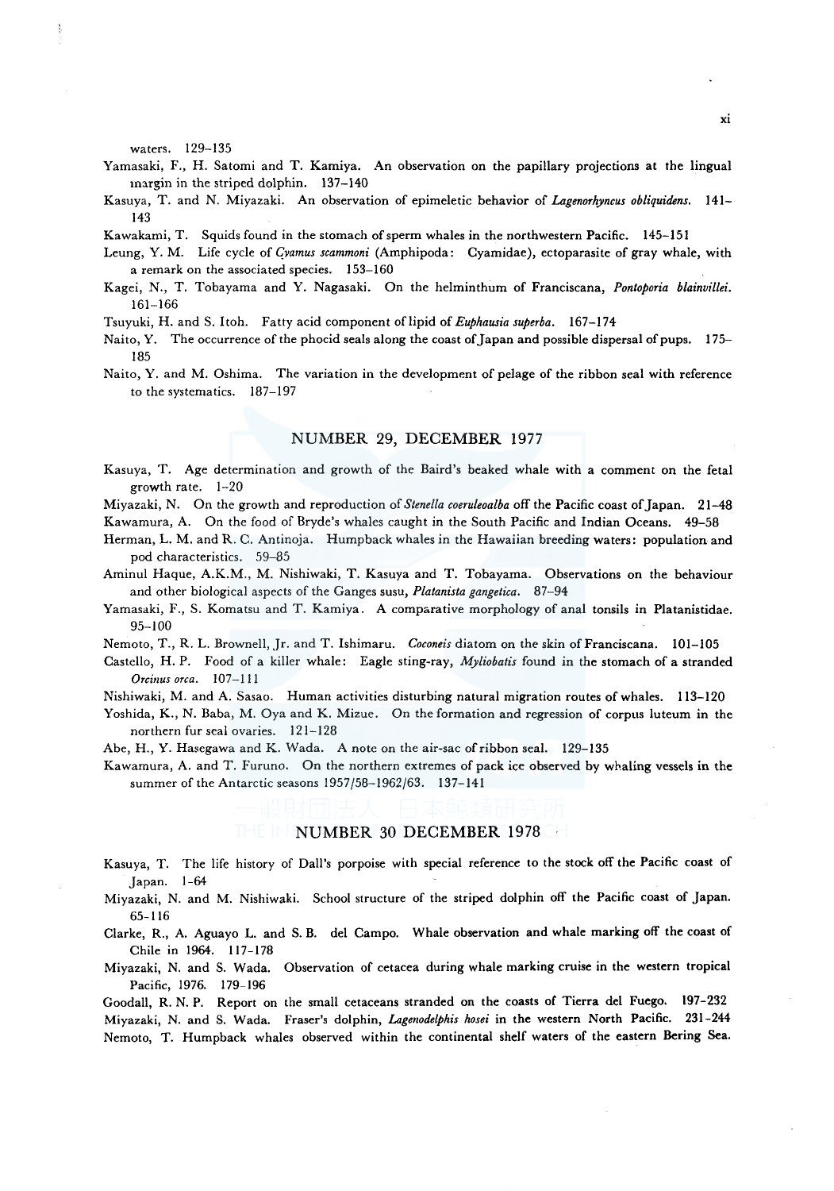waters. 129–135

Yamasaki, F., H. Satomi and T. Kamiya. An observation on the papillary projections at the lingual margin in the striped dolphin. 137–140

Kasuya, T. and N. Miyazaki. An observation of epimeletic behavior of *Lagenorhyncus obliquidens*. 141–143

Kawakami, T. Squids found in the stomach of sperm whales in the northwestern Pacific. 145–151

Leung, Y. M. Life cycle of *Cyamus scammoni* (Amphipoda: Cyamidae), ectoparasite of gray whale, with a remark on the associated species. 153–160

Kagei, N., T. Tobayama and Y. Nagasaki. On the helminthum of Franciscana, *Pontoporia blainvillei*. 161–166

Tsuyuki, H. and S. Itoh. Fatty acid component of lipid of *Euphausia superba*. 167–174

Naito, Y. The occurrence of the phocid seals along the coast of Japan and possible dispersal of pups. 175–185

Naito, Y. and M. Oshima. The variation in the development of pelage of the ribbon seal with reference to the systematics. 187–197

## NUMBER 29, DECEMBER 1977

Kasuya, T. Age determination and growth of the Baird's beaked whale with a comment on the fetal growth rate. 1–20

Miyazaki, N. On the growth and reproduction of *Stenella coeruleoalba* off the Pacific coast of Japan. 21–48

Kawamura, A. On the food of Bryde's whales caught in the South Pacific and Indian Oceans. 49–58

Herman, L. M. and R. C. Antinoja. Humpback whales in the Hawaiian breeding waters: population and pod characteristics. 59–85

Aminul Haque, A.K.M., M. Nishiwaki, T. Kasuya and T. Tobayama. Observations on the behaviour and other biological aspects of the Ganges susu, *Platanista gangetica*. 87–94

Yamasaki, F., S. Komatsu and T. Kamiya. A comparative morphology of anal tonsils in Platanistidae. 95–100

Nemoto, T., R. L. Brownell, Jr. and T. Ishimaru. *Coconeis* diatom on the skin of Franciscana. 101–105

Castello, H. P. Food of a killer whale: Eagle sting-ray, *Myliobatis* found in the stomach of a stranded *Orcinus orca*. 107–111

Nishiwaki, M. and A. Sasao. Human activities disturbing natural migration routes of whales. 113–120

Yoshida, K., N. Baba, M. Oya and K. Mizue. On the formation and regression of corpus luteum in the northern fur seal ovaries. 121–128

Abe, H., Y. Hasegawa and K. Wada. A note on the air-sac of ribbon seal. 129–135

Kawamura, A. and T. Furuno. On the northern extremes of pack ice observed by whaling vessels in the summer of the Antarctic seasons 1957/58–1962/63. 137–141

## NUMBER 30 DECEMBER 1978

Kasuya, T. The life history of Dall's porpoise with special reference to the stock off the Pacific coast of Japan. 1–64

Miyazaki, N. and M. Nishiwaki. School structure of the striped dolphin off the Pacific coast of Japan. 65–116

Clarke, R., A. Aguayo L. and S. B. del Campo. Whale observation and whale marking off the coast of Chile in 1964. 117–178

Miyazaki, N. and S. Wada. Observation of cetacea during whale marking cruise in the western tropical Pacific, 1976. 179–196

Goodall, R. N. P. Report on the small cetaceans stranded on the coasts of Tierra del Fuego. 197–232

Miyazaki, N. and S. Wada. Fraser's dolphin, *Lagenodelphis hosei* in the western North Pacific. 231–244

Nemoto, T. Humpback whales observed within the continental shelf waters of the eastern Bering Sea.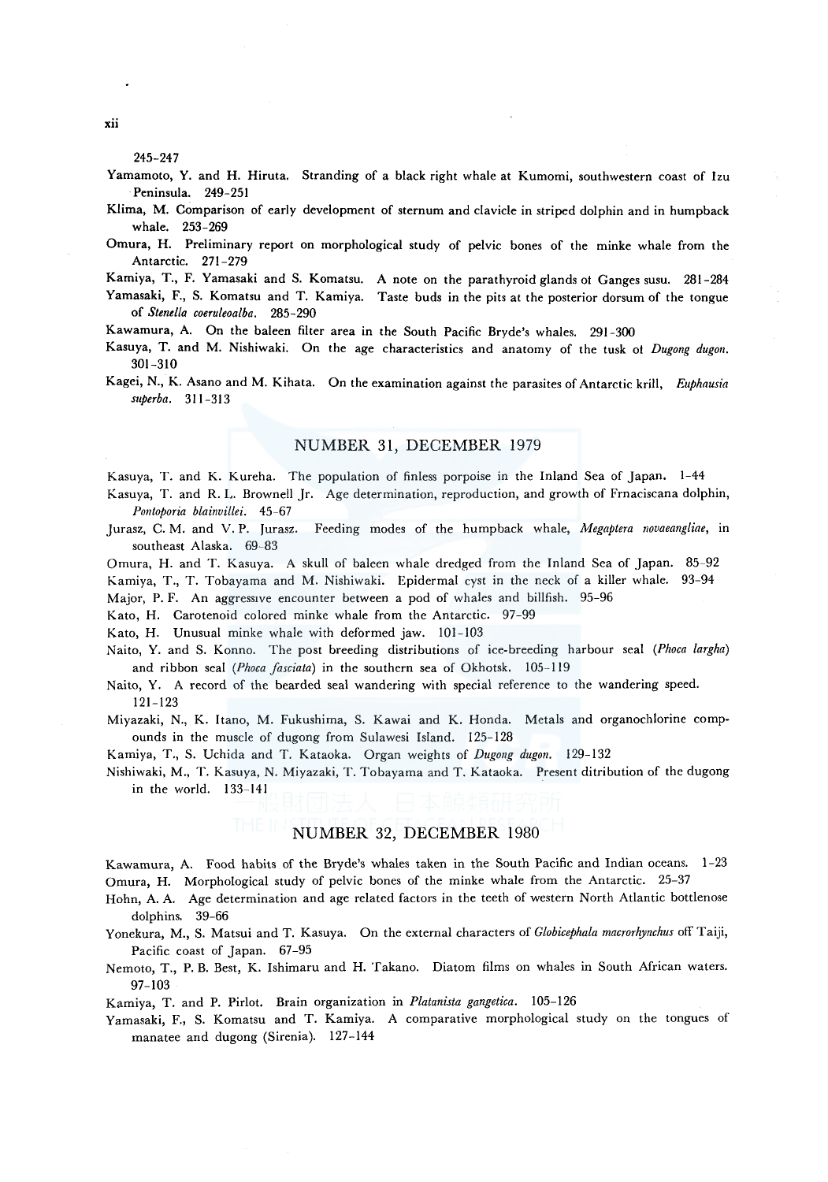245–247

Yamamoto, Y. and H. Hiruta. Stranding of a black right whale at Kumomi, southwestern coast of Izu Peninsula. 249–251

Klima, M. Comparison of early development of sternum and clavicle in striped dolphin and in humpback whale. 253–269

Omura, H. Preliminary report on morphological study of pelvic bones of the minke whale from the Antarctic. 271–279

Kamiya, T., F. Yamasaki and S. Komatsu. A note on the parathyroid glands ot Ganges susu. 281–284

Yamasaki, F., S. Komatsu and T. Kamiya. Taste buds in the pits at the posterior dorsum of the tongue of *Stenella coeruleoalba*. 285–290

Kawamura, A. On the baleen filter area in the South Pacific Bryde's whales. 291–300

Kasuya, T. and M. Nishiwaki. On the age characteristics and anatomy of the tusk ot *Dugong dugon*. 301–310

Kagei, N., K. Asano and M. Kihata. On the examination against the parasites of Antarctic krill, *Euphausia superba*. 311–313

## NUMBER 31, DECEMBER 1979

Kasuya, T. and K. Kureha. The population of finless porpoise in the Inland Sea of Japan. 1–44

Kasuya, T. and R. L. Brownell Jr. Age determination, reproduction, and growth of Frnaciscana dolphin, *Pontoporia blainvillei*. 45–67

Jurasz, C. M. and V. P. Jurasz. Feeding modes of the humpback whale, *Megaptera novaeangliae*, in southeast Alaska. 69–83

Omura, H. and T. Kasuya. A skull of baleen whale dredged from the Inland Sea of Japan. 85–92

Kamiya, T., T. Tobayama and M. Nishiwaki. Epidermal cyst in the neck of a killer whale. 93–94

Major, P. F. An aggressive encounter between a pod of whales and billfish. 95–96

Kato, H. Carotenoid colored minke whale from the Antarctic. 97–99

Kato, H. Unusual minke whale with deformed jaw. 101–103

Naito, Y. and S. Konno. The post breeding distributions of ice-breeding harbour seal (*Phoca largha*) and ribbon seal (*Phoca fasciata*) in the southern sea of Okhotsk. 105–119

Naito, Y. A record of the bearded seal wandering with special reference to the wandering speed. 121–123

Miyazaki, N., K. Itano, M. Fukushima, S. Kawai and K. Honda. Metals and organochlorine compounds in the muscle of dugong from Sulawesi Island. 125–128

Kamiya, T., S. Uchida and T. Kataoka. Organ weights of *Dugong dugon*. 129–132

Nishiwaki, M., T. Kasuya, N. Miyazaki, T. Tobayama and T. Kataoka. Present ditribution of the dugong in the world. 133–141

## NUMBER 32, DECEMBER 1980

Kawamura, A. Food habits of the Bryde's whales taken in the South Pacific and Indian oceans. 1–23

Omura, H. Morphological study of pelvic bones of the minke whale from the Antarctic. 25–37

Hohn, A. A. Age determination and age related factors in the teeth of western North Atlantic bottlenose dolphins. 39–66

Yonekura, M., S. Matsui and T. Kasuya. On the external characters of *Globicephala macrorhynchus* off Taiji, Pacific coast of Japan. 67–95

Nemoto, T., P. B. Best, K. Ishimaru and H. Takano. Diatom films on whales in South African waters. 97–103

Kamiya, T. and P. Pirlot. Brain organization in *Platanista gangetica*. 105–126

Yamasaki, F., S. Komatsu and T. Kamiya. A comparative morphological study on the tongues of manatee and dugong (Sirenia). 127–144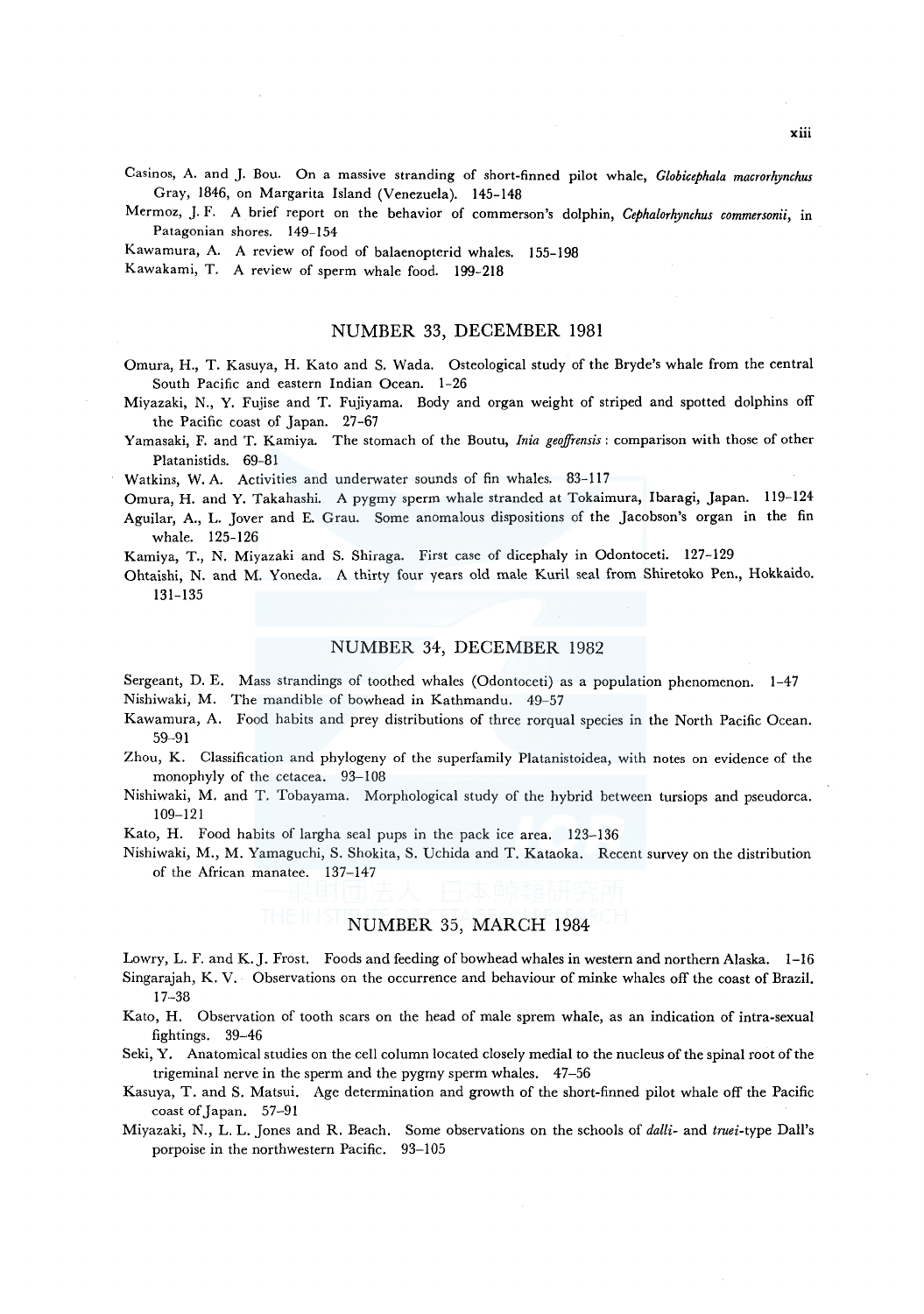Casinos, A. and J. Bou. On a massive stranding of short-finned pilot whale, *Globicephala macrorhynchus* Gray, 1846, on Margarita Island (Venezuela). 145–148

Mermoz, J. F. A brief report on the behavior of commerson's dolphin, *Cephalorhynchus commersonii*, in Patagonian shores. 149–154

Kawamura, A. A review of food of balaenopterid whales. 155–198

Kawakami, T. A review of sperm whale food. 199–218

## NUMBER 33, DECEMBER 1981

Omura, H., T. Kasuya, H. Kato and S. Wada. Osteological study of the Bryde's whale from the central South Pacific and eastern Indian Ocean. 1–26

Miyazaki, N., Y. Fujise and T. Fujiyama. Body and organ weight of striped and spotted dolphins off the Pacific coast of Japan. 27–67

Yamasaki, F. and T. Kamiya. The stomach of the Boutu, *Inia geoffrensis*: comparison with those of other Platanistids. 69–81

Watkins, W. A. Activities and underwater sounds of fin whales. 83–117

Omura, H. and Y. Takahashi. A pygmy sperm whale stranded at Tokaimura, Ibaragi, Japan. 119–124

Aguilar, A., L. Jover and E. Grau. Some anomalous dispositions of the Jacobson's organ in the fin whale. 125–126

Kamiya, T., N. Miyazaki and S. Shiraga. First case of dicephaly in Odontoceti. 127–129

Ohtaishi, N. and M. Yoneda. A thirty four years old male Kuril seal from Shiretoko Pen., Hokkaido. 131–135

## NUMBER 34, DECEMBER 1982

Sergeant, D. E. Mass strandings of toothed whales (Odontoceti) as a population phenomenon. 1–47

Nishiwaki, M. The mandible of bowhead in Kathmandu. 49–57

Kawamura, A. Food habits and prey distributions of three rorqual species in the North Pacific Ocean. 59–91

Zhou, K. Classification and phylogeny of the superfamily Platanistoidea, with notes on evidence of the monophyly of the cetacea. 93–108

Nishiwaki, M. and T. Tobayama. Morphological study of the hybrid between tursiops and pseudorca. 109–121

Kato, H. Food habits of largha seal pups in the pack ice area. 123–136

Nishiwaki, M., M. Yamaguchi, S. Shokita, S. Uchida and T. Kataoka. Recent survey on the distribution of the African manatee. 137–147

## NUMBER 35, MARCH 1984

Lowry, L. F. and K. J. Frost. Foods and feeding of bowhead whales in western and northern Alaska. 1–16

Singarajah, K. V. Observations on the occurrence and behaviour of minke whales off the coast of Brazil. 17–38

Kato, H. Observation of tooth scars on the head of male sprem whale, as an indication of intra-sexual fightings. 39–46

Seki, Y. Anatomical studies on the cell column located closely medial to the nucleus of the spinal root of the trigeminal nerve in the sperm and the pygmy sperm whales. 47–56

Kasuya, T. and S. Matsui. Age determination and growth of the short-finned pilot whale off the Pacific coast of Japan. 57–91

Miyazaki, N., L. L. Jones and R. Beach. Some observations on the schools of *dalli*- and *truei*-type Dall's porpoise in the northwestern Pacific. 93–105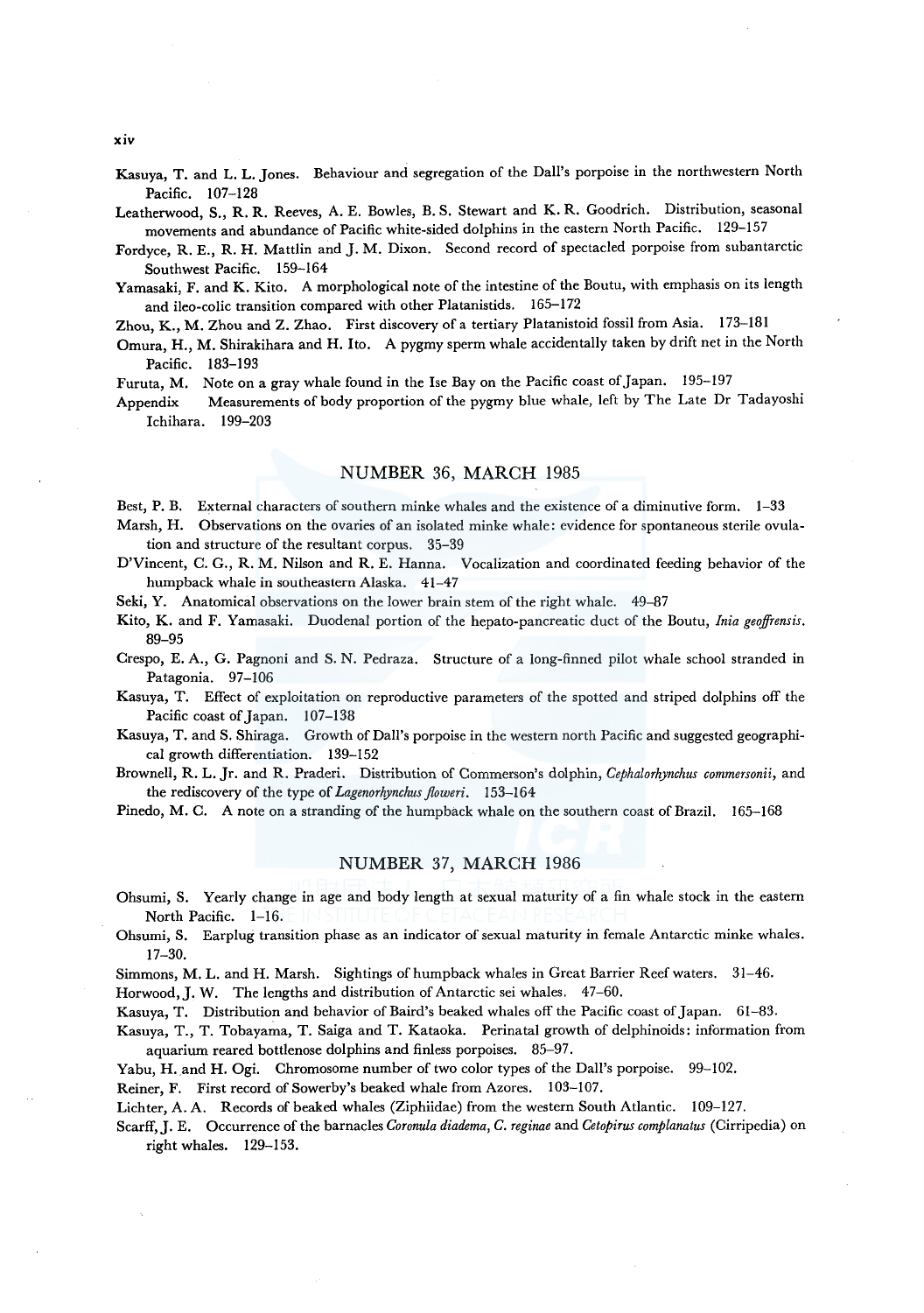Kasuya, T. and L. L. Jones. Behaviour and segregation of the Dall's porpoise in the northwestern North Pacific. 107–128

Leatherwood, S., R. R. Reeves, A. E. Bowles, B. S. Stewart and K. R. Goodrich. Distribution, seasonal movements and abundance of Pacific white-sided dolphins in the eastern North Pacific. 129–157

Fordyce, R. E., R. H. Mattlin and J. M. Dixon. Second record of spectacled porpoise from subantarctic Southwest Pacific. 159–164

Yamasaki, F. and K. Kito. A morphological note of the intestine of the Boutu, with emphasis on its length and ileo-colic transition compared with other Platanistids. 165–172

Zhou, K., M. Zhou and Z. Zhao. First discovery of a tertiary Platanistoid fossil from Asia. 173–181

Omura, H., M. Shirakihara and H. Ito. A pygmy sperm whale accidentally taken by drift net in the North Pacific. 183–193

Furuta, M. Note on a gray whale found in the Ise Bay on the Pacific coast of Japan. 195–197

Appendix Measurements of body proportion of the pygmy blue whale, left by The Late Dr Tadayoshi Ichihara. 199–203

## NUMBER 36, MARCH 1985

Best, P. B. External characters of southern minke whales and the existence of a diminutive form. 1–33

Marsh, H. Observations on the ovaries of an isolated minke whale: evidence for spontaneous sterile ovulation and structure of the resultant corpus. 35–39

D'Vincent, C. G., R. M. Nilson and R. E. Hanna. Vocalization and coordinated feeding behavior of the humpback whale in southeastern Alaska. 41–47

Seki, Y. Anatomical observations on the lower brain stem of the right whale. 49–87

Kito, K. and F. Yamasaki. Duodenal portion of the hepato-pancreatic duct of the Boutu, *Inia geoffrensis*. 89–95

Crespo, E. A., G. Pagnoni and S. N. Pedraza. Structure of a long-finned pilot whale school stranded in Patagonia. 97–106

Kasuya, T. Effect of exploitation on reproductive parameters of the spotted and striped dolphins off the Pacific coast of Japan. 107–138

Kasuya, T. and S. Shiraga. Growth of Dall's porpoise in the western north Pacific and suggested geographical growth differentiation. 139–152

Brownell, R. L. Jr. and R. Praderi. Distribution of Commerson's dolphin, *Cephalorhynchus commersonii*, and the rediscovery of the type of *Lagenorhynchus floweri*. 153–164

Pinedo, M. C. A note on a stranding of the humpback whale on the southern coast of Brazil. 165–168

## NUMBER 37, MARCH 1986

Ohsumi, S. Yearly change in age and body length at sexual maturity of a fin whale stock in the eastern North Pacific. 1–16.

Ohsumi, S. Earplug transition phase as an indicator of sexual maturity in female Antarctic minke whales. 17–30.

Simmons, M. L. and H. Marsh. Sightings of humpback whales in Great Barrier Reef waters. 31–46.

Horwood, J. W. The lengths and distribution of Antarctic sei whales. 47–60.

Kasuya, T. Distribution and behavior of Baird's beaked whales off the Pacific coast of Japan. 61–83.

Kasuya, T., T. Tobayama, T. Saiga and T. Kataoka. Perinatal growth of delphinoids: information from aquarium reared bottlenose dolphins and finless porpoises. 85–97.

Yabu, H. and H. Ogi. Chromosome number of two color types of the Dall's porpoise. 99–102.

Reiner, F. First record of Sowerby's beaked whale from Azores. 103–107.

Lichter, A. A. Records of beaked whales (Ziphiidae) from the western South Atlantic. 109–127.

Scarff, J. E. Occurrence of the barnacles *Coronula diadema*, *C. reginae* and *Cetopirus complanatus* (Cirripedia) on right whales. 129–153.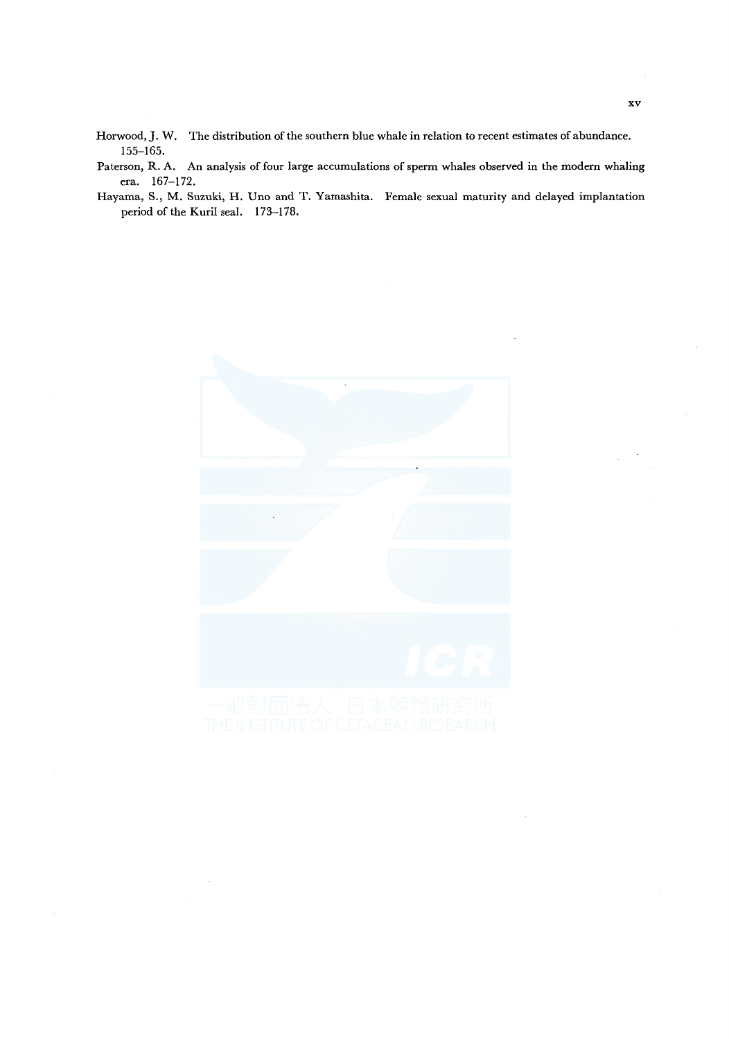Horwood, J. W. The distribution of the southern blue whale in relation to recent estimates of abundance. 155–165.

Paterson, R. A. An analysis of four large accumulations of sperm whales observed in the modern whaling era. 167–172.

Hayama, S., M. Suzuki, H. Uno and T. Yamashita. Female sexual maturity and delayed implantation period of the Kuril seal. 173–178.